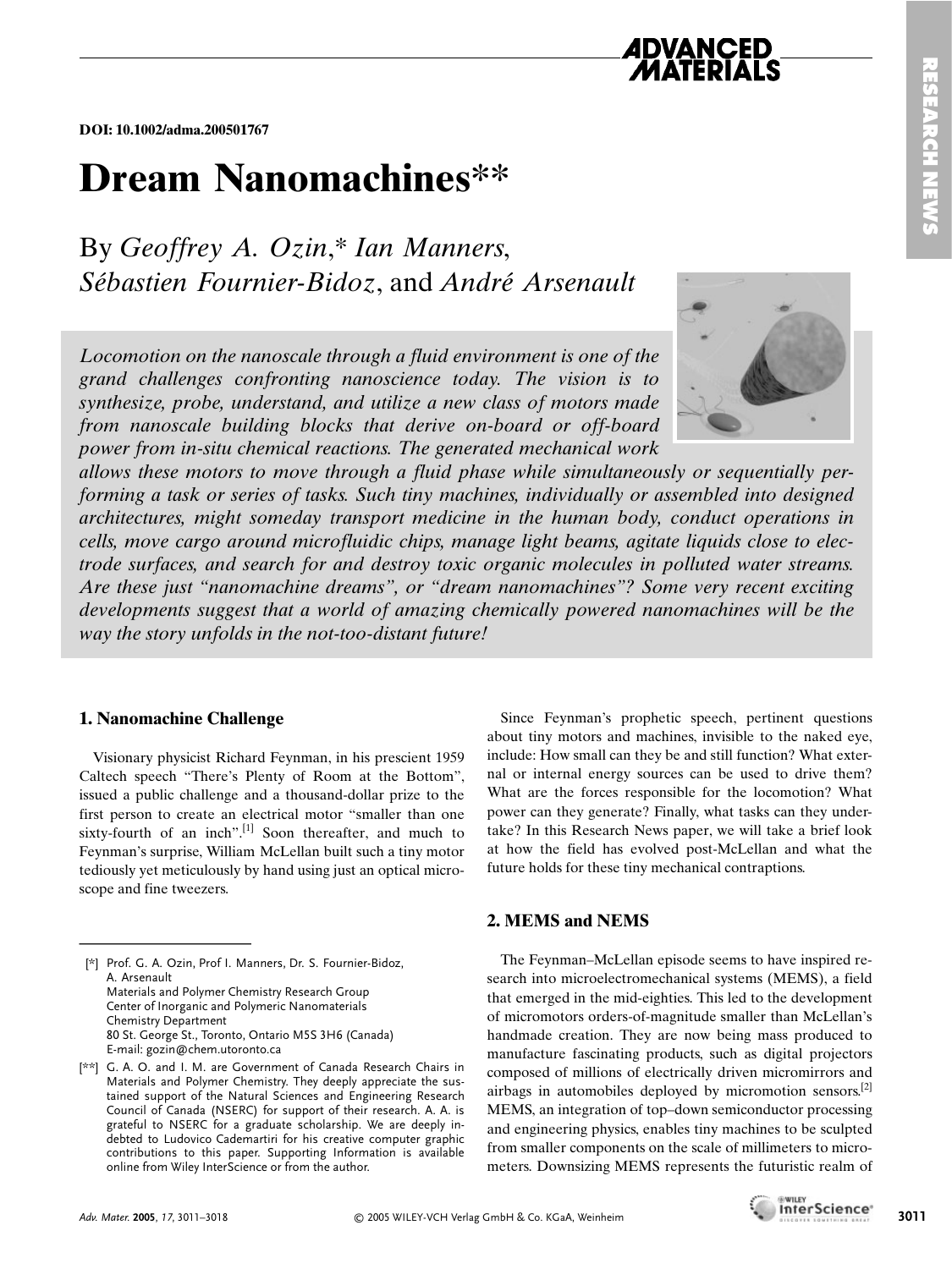DOI: 10.1002/adma.200501767

# Dream Nanomachines**

By *Geoffrey A. Ozin*,* *Ian Manners*, *Sébastien Fournier-Bidoz*, and *André Arsenault*

*Locomotion on the nanoscale through a fluid environment is one of the grand challenges confronting nanoscience today. The vision is to synthesize, probe, understand, and utilize a new class of motors made from nanoscale building blocks that derive on-board or off-board power from in-situ chemical reactions. The generated mechanical work allows these motors to move through a fluid phase while simultaneously or sequentially performing a task or series of tasks. Such tiny machines, individually or assembled into designed architectures, might someday transport medicine in the human body, conduct operations in cells, move cargo around microfluidic chips, manage light beams, agitate liquids close to electrode surfaces, and search for and destroy toxic organic molecules in polluted water streams. Are these just "nanomachine dreams", or "dream nanomachines"? Some very recent exciting developments suggest that a world of amazing chemically powered nanomachines will be the way the story unfolds in the not-too-distant future!*

## 1. Nanomachine Challenge

Visionary physicist Richard Feynman, in his prescient 1959 Caltech speech "There's Plenty of Room at the Bottom", issued a public challenge and a thousand-dollar prize to the first person to create an electrical motor "smaller than one sixty-fourth of an inch".[1] Soon thereafter, and much to Feynman's surprise, William McLellan built such a tiny motor tediously yet meticulously by hand using just an optical microscope and fine tweezers.

Since Feynman's prophetic speech, pertinent questions about tiny motors and machines, invisible to the naked eye, include: How small can they be and still function? What external or internal energy sources can be used to drive them? What are the forces responsible for the locomotion? What power can they generate? Finally, what tasks can they undertake? In this Research News paper, we will take a brief look at how the field has evolved post-McLellan and what the future holds for these tiny mechanical contraptions.

## 2. MEMS and NEMS

The Feynman–McLellan episode seems to have inspired research into microelectromechanical systems (MEMS), a field that emerged in the mid-eighties. This led to the development of micromotors orders-of-magnitude smaller than McLellan's handmade creation. They are now being mass produced to manufacture fascinating products, such as digital projectors composed of millions of electrically driven micromirrors and airbags in automobiles deployed by micromotion sensors.[2] MEMS, an integration of top–down semiconductor processing and engineering physics, enables tiny machines to be sculpted from smaller components on the scale of millimeters to micrometers. Downsizing MEMS represents the futuristic realm of

---

[*] Prof. G. A. Ozin, Prof I. Manners, Dr. S. Fournier-Bidoz, A. Arsenault
Materials and Polymer Chemistry Research Group
Center of Inorganic and Polymeric Nanomaterials
Chemistry Department
80 St. George St., Toronto, Ontario M5S 3H6 (Canada)
E-mail: gozin@chem.utoronto.ca

[**] G. A. O. and I. M. are Government of Canada Research Chairs in Materials and Polymer Chemistry. They deeply appreciate the sustained support of the Natural Sciences and Engineering Research Council of Canada (NSERC) for support of their research. A. A. is grateful to NSERC for a graduate scholarship. We are deeply indebted to Ludovico Cademartiri for his creative computer graphic contributions to this paper. Supporting Information is available online from Wiley InterScience or from the author.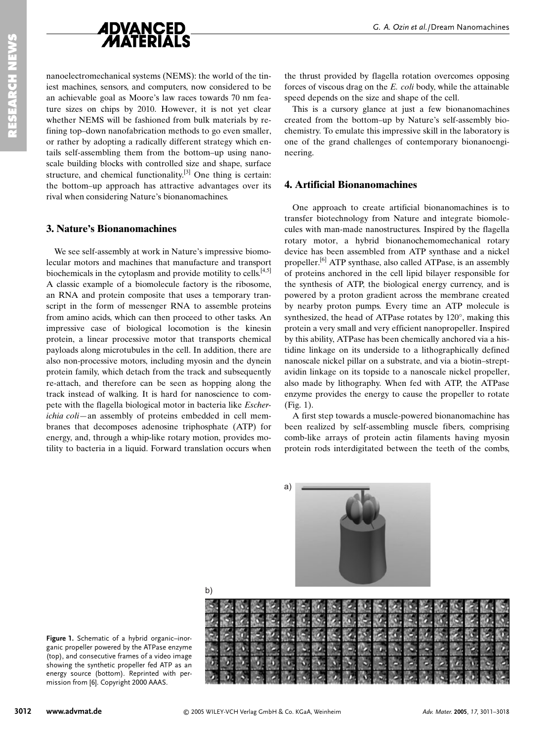nanoelectromechanical systems (NEMS): the world of the tiniest machines, sensors, and computers, now considered to be an achievable goal as Moore's law races towards 70 nm feature sizes on chips by 2010. However, it is not yet clear whether NEMS will be fashioned from bulk materials by refining top–down nanofabrication methods to go even smaller, or rather by adopting a radically different strategy which entails self-assembling them from the bottom–up using nanoscale building blocks with controlled size and shape, surface structure, and chemical functionality.[3] One thing is certain: the bottom–up approach has attractive advantages over its rival when considering Nature's bionanomachines.

## 3. Nature's Bionanomachines

We see self-assembly at work in Nature's impressive biomolecular motors and machines that manufacture and transport biochemicals in the cytoplasm and provide motility to cells.[4,5] A classic example of a biomolecule factory is the ribosome, an RNA and protein composite that uses a temporary transcript in the form of messenger RNA to assemble proteins from amino acids, which can then proceed to other tasks. An impressive case of biological locomotion is the kinesin protein, a linear processive motor that transports chemical payloads along microtubules in the cell. In addition, there are also non-processive motors, including myosin and the dynein protein family, which detach from the track and subsequently re-attach, and therefore can be seen as hopping along the track instead of walking. It is hard for nanoscience to compete with the flagella biological motor in bacteria like *Escherichia coli*—an assembly of proteins embedded in cell membranes that decomposes adenosine triphosphate (ATP) for energy, and, through a whip-like rotary motion, provides motility to bacteria in a liquid. Forward translation occurs when the thrust provided by flagella rotation overcomes opposing forces of viscous drag on the *E. coli* body, while the attainable speed depends on the size and shape of the cell.

This is a cursory glance at just a few bionanomachines created from the bottom–up by Nature's self-assembly biochemistry. To emulate this impressive skill in the laboratory is one of the grand challenges of contemporary bionanoengineering.

## 4. Artificial Bionanomachines

One approach to create artificial bionanomachines is to transfer biotechnology from Nature and integrate biomolecules with man-made nanostructures. Inspired by the flagella rotary motor, a hybrid bionanochemomechanical rotary device has been assembled from ATP synthase and a nickel propeller.[6] ATP synthase, also called ATPase, is an assembly of proteins anchored in the cell lipid bilayer responsible for the synthesis of ATP, the biological energy currency, and is powered by a proton gradient across the membrane created by nearby proton pumps. Every time an ATP molecule is synthesized, the head of ATPase rotates by 120°, making this protein a very small and very efficient nanopropeller. Inspired by this ability, ATPase has been chemically anchored via a histidine linkage on its underside to a lithographically defined nanoscale nickel pillar on a substrate, and via a biotin–streptavidin linkage on its topside to a nanoscale nickel propeller, also made by lithography. When fed with ATP, the ATPase enzyme provides the energy to cause the propeller to rotate (Fig. 1).

A first step towards a muscle-powered bionanomachine has been realized by self-assembling muscle fibers, comprising comb-like arrays of protein actin filaments having myosin protein rods interdigitated between the teeth of the combs,

**Figure 1.** Schematic of a hybrid organic–inorganic propeller powered by the ATPase enzyme (top), and consecutive frames of a video image showing the synthetic propeller fed ATP as an energy source (bottom). Reprinted with permission from [6]. Copyright 2000 AAAS.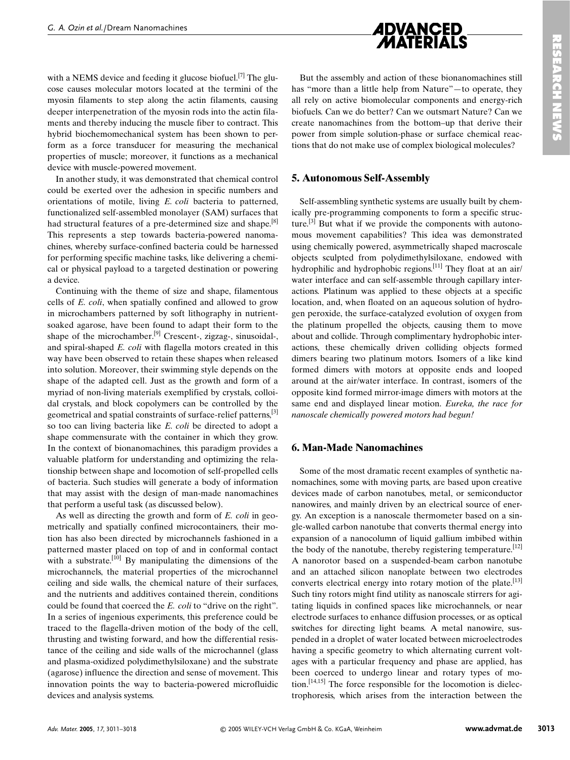with a NEMS device and feeding it glucose biofuel.[7] The glucose causes molecular motors located at the termini of the myosin filaments to step along the actin filaments, causing deeper interpenetration of the myosin rods into the actin filaments and thereby inducing the muscle fiber to contract. This hybrid biochemomechanical system has been shown to perform as a force transducer for measuring the mechanical properties of muscle; moreover, it functions as a mechanical device with muscle-powered movement.

In another study, it was demonstrated that chemical control could be exerted over the adhesion in specific numbers and orientations of motile, living *E. coli* bacteria to patterned, functionalized self-assembled monolayer (SAM) surfaces that had structural features of a pre-determined size and shape.[8] This represents a step towards bacteria-powered nanomachines, whereby surface-confined bacteria could be harnessed for performing specific machine tasks, like delivering a chemical or physical payload to a targeted destination or powering a device.

Continuing with the theme of size and shape, filamentous cells of *E. coli*, when spatially confined and allowed to grow in microchambers patterned by soft lithography in nutrient-soaked agarose, have been found to adapt their form to the shape of the microchamber.[9] Crescent-, zigzag-, sinusoidal-, and spiral-shaped *E. coli* with flagella motors created in this way have been observed to retain these shapes when released into solution. Moreover, their swimming style depends on the shape of the adapted cell. Just as the growth and form of a myriad of non-living materials exemplified by crystals, colloidal crystals, and block copolymers can be controlled by the geometrical and spatial constraints of surface-relief patterns,[3] so too can living bacteria like *E. coli* be directed to adopt a shape commensurate with the container in which they grow. In the context of bionanomachines, this paradigm provides a valuable platform for understanding and optimizing the relationship between shape and locomotion of self-propelled cells of bacteria. Such studies will generate a body of information that may assist with the design of man-made nanomachines that perform a useful task (as discussed below).

As well as directing the growth and form of *E. coli* in geometrically and spatially confined microcontainers, their motion has also been directed by microchannels fashioned in a patterned master placed on top of and in conformal contact with a substrate.[10] By manipulating the dimensions of the microchannels, the material properties of the microchannel ceiling and side walls, the chemical nature of their surfaces, and the nutrients and additives contained therein, conditions could be found that coerced the *E. coli* to "drive on the right". In a series of ingenious experiments, this preference could be traced to the flagella-driven motion of the body of the cell, thrusting and twisting forward, and how the differential resistance of the ceiling and side walls of the microchannel (glass and plasma-oxidized polydimethylsiloxane) and the substrate (agarose) influence the direction and sense of movement. This innovation points the way to bacteria-powered microfluidic devices and analysis systems.

But the assembly and action of these bionanomachines still has "more than a little help from Nature"—to operate, they all rely on active biomolecular components and energy-rich biofuels. Can we do better? Can we outsmart Nature? Can we create nanomachines from the bottom–up that derive their power from simple solution-phase or surface chemical reactions that do not make use of complex biological molecules?

## 5. Autonomous Self-Assembly

Self-assembling synthetic systems are usually built by chemically pre-programming components to form a specific structure.[3] But what if we provide the components with autonomous movement capabilities? This idea was demonstrated using chemically powered, asymmetrically shaped macroscale objects sculpted from polydimethylsiloxane, endowed with hydrophilic and hydrophobic regions.[11] They float at an air/water interface and can self-assemble through capillary interactions. Platinum was applied to these objects at a specific location, and, when floated on an aqueous solution of hydrogen peroxide, the surface-catalyzed evolution of oxygen from the platinum propelled the objects, causing them to move about and collide. Through complimentary hydrophobic interactions, these chemically driven colliding objects formed dimers bearing two platinum motors. Isomers of a like kind formed dimers with motors at opposite ends and looped around at the air/water interface. In contrast, isomers of the opposite kind formed mirror-image dimers with motors at the same end and displayed linear motion. *Eureka, the race for nanoscale chemically powered motors had begun!*

## 6. Man-Made Nanomachines

Some of the most dramatic recent examples of synthetic nanomachines, some with moving parts, are based upon creative devices made of carbon nanotubes, metal, or semiconductor nanowires, and mainly driven by an electrical source of energy. An exception is a nanoscale thermometer based on a single-walled carbon nanotube that converts thermal energy into expansion of a nanocolumn of liquid gallium imbibed within the body of the nanotube, thereby registering temperature.[12] A nanorotor based on a suspended-beam carbon nanotube and an attached silicon nanoplate between two electrodes converts electrical energy into rotary motion of the plate.[13] Such tiny rotors might find utility as nanoscale stirrers for agitating liquids in confined spaces like microchannels, or near electrode surfaces to enhance diffusion processes, or as optical switches for directing light beams. A metal nanowire, suspended in a droplet of water located between microelectrodes having a specific geometry to which alternating current voltages with a particular frequency and phase are applied, has been coerced to undergo linear and rotary types of motion.[14,15] The force responsible for the locomotion is dielectrophoresis, which arises from the interaction between the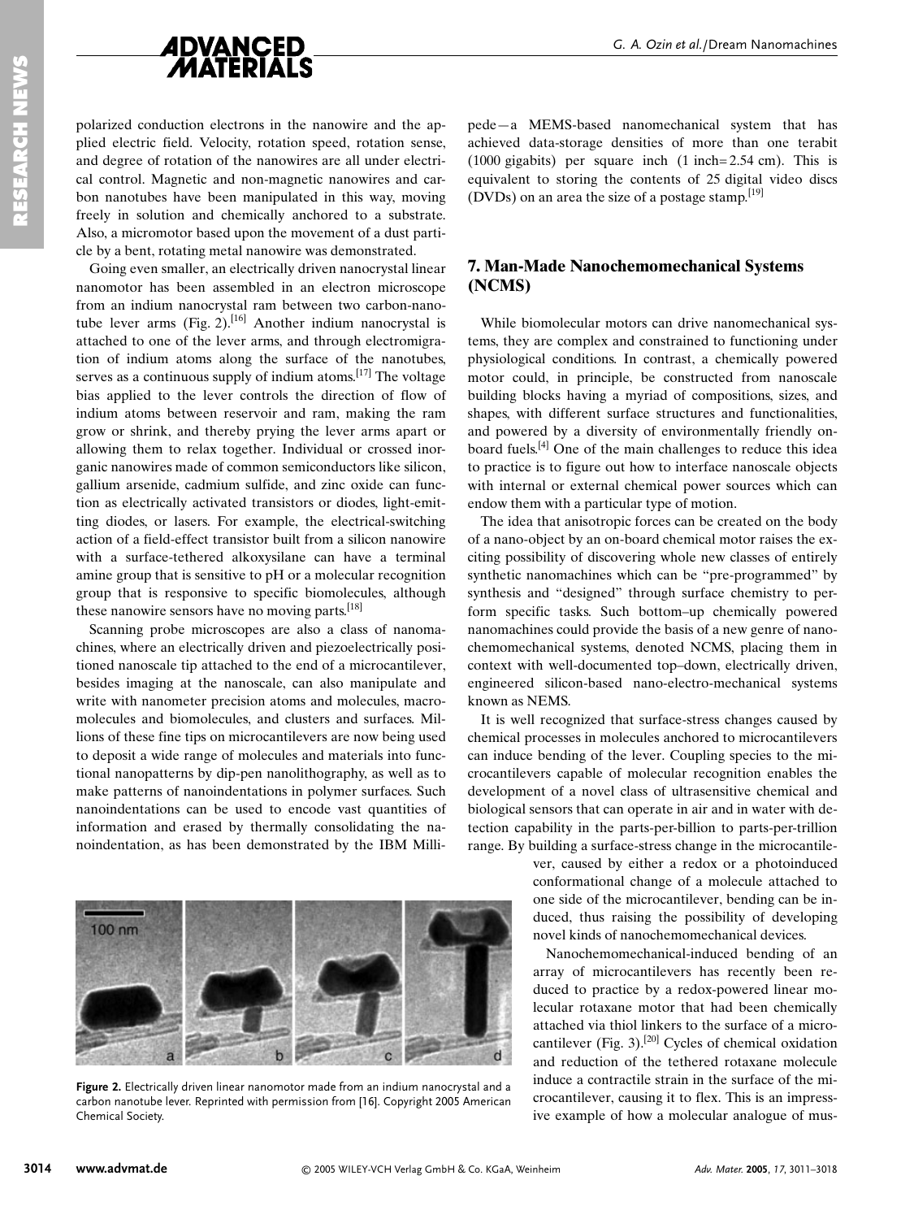polarized conduction electrons in the nanowire and the applied electric field. Velocity, rotation speed, rotation sense, and degree of rotation of the nanowires are all under electrical control. Magnetic and non-magnetic nanowires and carbon nanotubes have been manipulated in this way, moving freely in solution and chemically anchored to a substrate. Also, a micromotor based upon the movement of a dust particle by a bent, rotating metal nanowire was demonstrated.

Going even smaller, an electrically driven nanocrystal linear nanomotor has been assembled in an electron microscope from an indium nanocrystal ram between two carbon-nanotube lever arms (Fig. 2).[16] Another indium nanocrystal is attached to one of the lever arms, and through electromigration of indium atoms along the surface of the nanotubes, serves as a continuous supply of indium atoms.[17] The voltage bias applied to the lever controls the direction of flow of indium atoms between reservoir and ram, making the ram grow or shrink, and thereby prying the lever arms apart or allowing them to relax together. Individual or crossed inorganic nanowires made of common semiconductors like silicon, gallium arsenide, cadmium sulfide, and zinc oxide can function as electrically activated transistors or diodes, light-emitting diodes, or lasers. For example, the electrical-switching action of a field-effect transistor built from a silicon nanowire with a surface-tethered alkoxysilane can have a terminal amine group that is sensitive to pH or a molecular recognition group that is responsive to specific biomolecules, although these nanowire sensors have no moving parts.[18]

Scanning probe microscopes are also a class of nanomachines, where an electrically driven and piezoelectrically positioned nanoscale tip attached to the end of a microcantilever, besides imaging at the nanoscale, can also manipulate and write with nanometer precision atoms and molecules, macromolecules and biomolecules, and clusters and surfaces. Millions of these fine tips on microcantilevers are now being used to deposit a wide range of molecules and materials into functional nanopatterns by dip-pen nanolithography, as well as to make patterns of nanoindentations in polymer surfaces. Such nanoindentations can be used to encode vast quantities of information and erased by thermally consolidating the nanoindentation, as has been demonstrated by the IBM Millipede—a MEMS-based nanomechanical system that has achieved data-storage densities of more than one terabit (1000 gigabits) per square inch (1 inch = 2.54 cm). This is equivalent to storing the contents of 25 digital video discs (DVDs) on an area the size of a postage stamp.[19]

Figure 2. Electrically driven linear nanomotor made from an indium nanocrystal and a carbon nanotube lever. Reprinted with permission from [16]. Copyright 2005 American Chemical Society.

## 7. Man-Made Nanochemomechanical Systems (NCMS)

While biomolecular motors can drive nanomechanical systems, they are complex and constrained to functioning under physiological conditions. In contrast, a chemically powered motor could, in principle, be constructed from nanoscale building blocks having a myriad of compositions, sizes, and shapes, with different surface structures and functionalities, and powered by a diversity of environmentally friendly onboard fuels.[4] One of the main challenges to reduce this idea to practice is to figure out how to interface nanoscale objects with internal or external chemical power sources which can endow them with a particular type of motion.

The idea that anisotropic forces can be created on the body of a nano-object by an on-board chemical motor raises the exciting possibility of discovering whole new classes of entirely synthetic nanomachines which can be "pre-programmed" by synthesis and "designed" through surface chemistry to perform specific tasks. Such bottom–up chemically powered nanomachines could provide the basis of a new genre of nanochemomechanical systems, denoted NCMS, placing them in context with well-documented top–down, electrically driven, engineered silicon-based nano-electro-mechanical systems known as NEMS.

It is well recognized that surface-stress changes caused by chemical processes in molecules anchored to microcantilevers can induce bending of the lever. Coupling species to the microcantilevers capable of molecular recognition enables the development of a novel class of ultrasensitive chemical and biological sensors that can operate in air and in water with detection capability in the parts-per-billion to parts-per-trillion range. By building a surface-stress change in the microcantilever, caused by either a redox or a photoinduced conformational change of a molecule attached to one side of the microcantilever, bending can be induced, thus raising the possibility of developing novel kinds of nanochemomechanical devices.

Nanochemomechanical-induced bending of an array of microcantilevers has recently been reduced to practice by a redox-powered linear molecular rotaxane motor that had been chemically attached via thiol linkers to the surface of a microcantilever (Fig. 3).[20] Cycles of chemical oxidation and reduction of the tethered rotaxane molecule induce a contractile strain in the surface of the microcantilever, causing it to flex. This is an impressive example of how a molecular analogue of mus-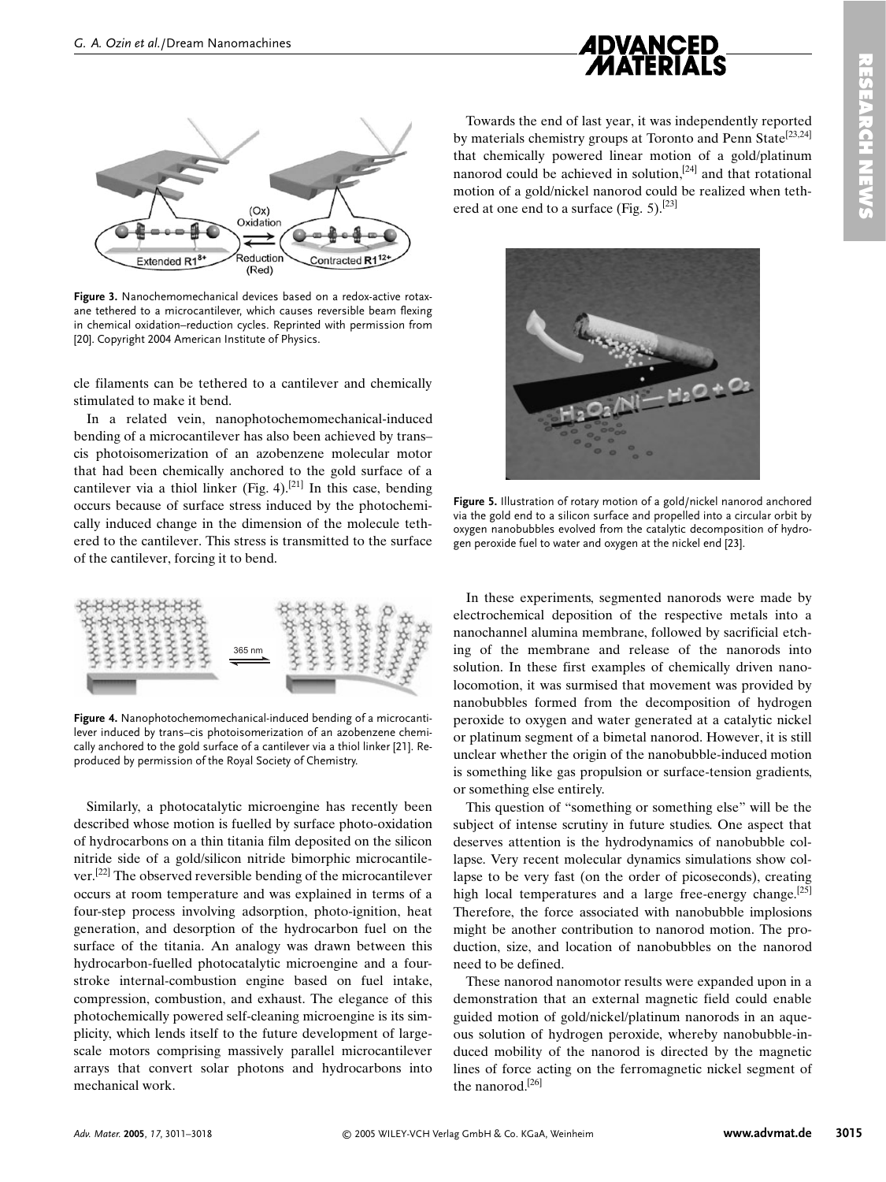Figure 3. Nanochemomechanical devices based on a redox-active rotaxane tethered to a microcantilever, which causes reversible beam flexing in chemical oxidation–reduction cycles. Reprinted with permission from [20]. Copyright 2004 American Institute of Physics.

cle filaments can be tethered to a cantilever and chemically stimulated to make it bend.

In a related vein, nanophotochemomechanical-induced bending of a microcantilever has also been achieved by trans–cis photoisomerization of an azobenzene molecular motor that had been chemically anchored to the gold surface of a cantilever via a thiol linker (Fig. 4).[21] In this case, bending occurs because of surface stress induced by the photochemically induced change in the dimension of the molecule tethered to the cantilever. This stress is transmitted to the surface of the cantilever, forcing it to bend.

Figure 4. Nanophotochemomechanical-induced bending of a microcantilever induced by trans–cis photoisomerization of an azobenzene chemically anchored to the gold surface of a cantilever via a thiol linker [21]. Reproduced by permission of the Royal Society of Chemistry.

Similarly, a photocatalytic microengine has recently been described whose motion is fuelled by surface photo-oxidation of hydrocarbons on a thin titania film deposited on the silicon nitride side of a gold/silicon nitride bimorphic microcantilever.[22] The observed reversible bending of the microcantilever occurs at room temperature and was explained in terms of a four-step process involving adsorption, photo-ignition, heat generation, and desorption of the hydrocarbon fuel on the surface of the titania. An analogy was drawn between this hydrocarbon-fuelled photocatalytic microengine and a four-stroke internal-combustion engine based on fuel intake, compression, combustion, and exhaust. The elegance of this photochemically powered self-cleaning microengine is its simplicity, which lends itself to the future development of large-scale motors comprising massively parallel microcantilever arrays that convert solar photons and hydrocarbons into mechanical work.

Towards the end of last year, it was independently reported by materials chemistry groups at Toronto and Penn State[23,24] that chemically powered linear motion of a gold/platinum nanorod could be achieved in solution,[24] and that rotational motion of a gold/nickel nanorod could be realized when tethered at one end to a surface (Fig. 5).[23]

Figure 5. Illustration of rotary motion of a gold/nickel nanorod anchored via the gold end to a silicon surface and propelled into a circular orbit by oxygen nanobubbles evolved from the catalytic decomposition of hydrogen peroxide fuel to water and oxygen at the nickel end [23].

In these experiments, segmented nanorods were made by electrochemical deposition of the respective metals into a nanochannel alumina membrane, followed by sacrificial etching of the membrane and release of the nanorods into solution. In these first examples of chemically driven nanolocomotion, it was surmised that movement was provided by nanobubbles formed from the decomposition of hydrogen peroxide to oxygen and water generated at a catalytic nickel or platinum segment of a bimetal nanorod. However, it is still unclear whether the origin of the nanobubble-induced motion is something like gas propulsion or surface-tension gradients, or something else entirely.

This question of "something or something else" will be the subject of intense scrutiny in future studies. One aspect that deserves attention is the hydrodynamics of nanobubble collapse. Very recent molecular dynamics simulations show collapse to be very fast (on the order of picoseconds), creating high local temperatures and a large free-energy change.[25] Therefore, the force associated with nanobubble implosions might be another contribution to nanorod motion. The production, size, and location of nanobubbles on the nanorod need to be defined.

These nanorod nanomotor results were expanded upon in a demonstration that an external magnetic field could enable guided motion of gold/nickel/platinum nanorods in an aqueous solution of hydrogen peroxide, whereby nanobubble-induced mobility of the nanorod is directed by the magnetic lines of force acting on the ferromagnetic nickel segment of the nanorod.[26]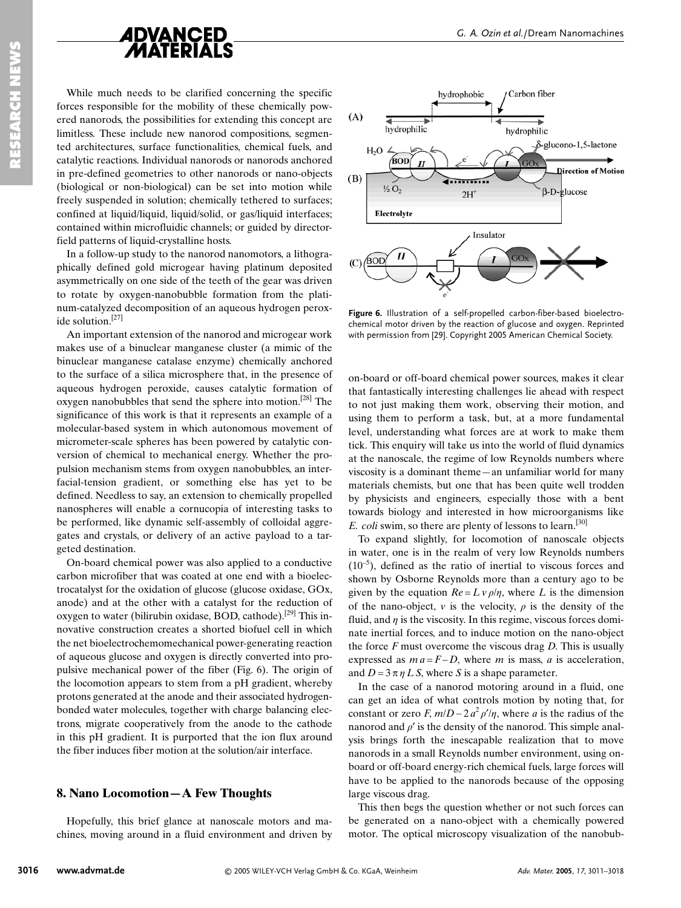While much needs to be clarified concerning the specific forces responsible for the mobility of these chemically powered nanorods, the possibilities for extending this concept are limitless. These include new nanorod compositions, segmented architectures, surface functionalities, chemical fuels, and catalytic reactions. Individual nanorods or nanorods anchored in pre-defined geometries to other nanorods or nano-objects (biological or non-biological) can be set into motion while freely suspended in solution; chemically tethered to surfaces; confined at liquid/liquid, liquid/solid, or gas/liquid interfaces; contained within microfluidic channels; or guided by director-field patterns of liquid-crystalline hosts.

In a follow-up study to the nanorod nanomotors, a lithographically defined gold microgear having platinum deposited asymmetrically on one side of the teeth of the gear was driven to rotate by oxygen-nanobubble formation from the platinum-catalyzed decomposition of an aqueous hydrogen peroxide solution.[27]

An important extension of the nanorod and microgear work makes use of a binuclear manganese cluster (a mimic of the binuclear manganese catalase enzyme) chemically anchored to the surface of a silica microsphere that, in the presence of aqueous hydrogen peroxide, causes catalytic formation of oxygen nanobubbles that send the sphere into motion.[28] The significance of this work is that it represents an example of a molecular-based system in which autonomous movement of micrometer-scale spheres has been powered by catalytic conversion of chemical to mechanical energy. Whether the propulsion mechanism stems from oxygen nanobubbles, an interfacial-tension gradient, or something else has yet to be defined. Needless to say, an extension to chemically propelled nanospheres will enable a cornucopia of interesting tasks to be performed, like dynamic self-assembly of colloidal aggregates and crystals, or delivery of an active payload to a targeted destination.

On-board chemical power was also applied to a conductive carbon microfiber that was coated at one end with a bioelectrocatalyst for the oxidation of glucose (glucose oxidase, GOx, anode) and at the other with a catalyst for the reduction of oxygen to water (bilirubin oxidase, BOD, cathode).[29] This innovative construction creates a shorted biofuel cell in which the net bioelectrochemomechanical power-generating reaction of aqueous glucose and oxygen is directly converted into propulsive mechanical power of the fiber (Fig. 6). The origin of the locomotion appears to stem from a pH gradient, whereby protons generated at the anode and their associated hydrogen-bonded water molecules, together with charge balancing electrons, migrate cooperatively from the anode to the cathode in this pH gradient. It is purported that the ion flux around the fiber induces fiber motion at the solution/air interface.

(A)
hydrophobic
Carbon fiber
hydrophilic
hydrophilic
(B)
$H_2O$
BOD
II
$e^-$
I
GOx
δ-glucono-1,5-lactone
Direction of Motion
½ $O_2$
$2H^+$
β-D-glucose
Electrolyte
(C)
BOD
II
Insulator
I
GOx
$e^-$

Figure 6. Illustration of a self-propelled carbon-fiber-based bioelectrochemical motor driven by the reaction of glucose and oxygen. Reprinted with permission from [29]. Copyright 2005 American Chemical Society.

## 8. Nano Locomotion—A Few Thoughts

Hopefully, this brief glance at nanoscale motors and machines, moving around in a fluid environment and driven by on-board or off-board chemical power sources, makes it clear that fantastically interesting challenges lie ahead with respect to not just making them work, observing their motion, and using them to perform a task, but, at a more fundamental level, understanding what forces are at work to make them tick. This enquiry will take us into the world of fluid dynamics at the nanoscale, the regime of low Reynolds numbers where viscosity is a dominant theme—an unfamiliar world for many materials chemists, but one that has been quite well trodden by physicists and engineers, especially those with a bent towards biology and interested in how microorganisms like *E. coli* swim, so there are plenty of lessons to learn.[30]

To expand slightly, for locomotion of nanoscale objects in water, one is in the realm of very low Reynolds numbers ($10^{-5}$), defined as the ratio of inertial to viscous forces and shown by Osborne Reynolds more than a century ago to be given by the equation $Re = L v \rho/\eta$, where $L$ is the dimension of the nano-object, $v$ is the velocity, $\rho$ is the density of the fluid, and $\eta$ is the viscosity. In this regime, viscous forces dominate inertial forces, and to induce motion on the nano-object the force $F$ must overcome the viscous drag $D$. This is usually expressed as $m a = F - D$, where $m$ is mass, $a$ is acceleration, and $D = 3 \pi \eta L S$, where $S$ is a shape parameter.

In the case of a nanorod motoring around in a fluid, one can get an idea of what controls motion by noting that, for constant or zero $F$, $m/D \sim 2 a^2 \rho'/\eta$, where $a$ is the radius of the nanorod and $\rho'$ is the density of the nanorod. This simple analysis brings forth the inescapable realization that to move nanorods in a small Reynolds number environment, using on-board or off-board energy-rich chemical fuels, large forces will have to be applied to the nanorods because of the opposing large viscous drag.

This then begs the question whether or not such forces can be generated on a nano-object with a chemically powered motor. The optical microscopy visualization of the nanobub-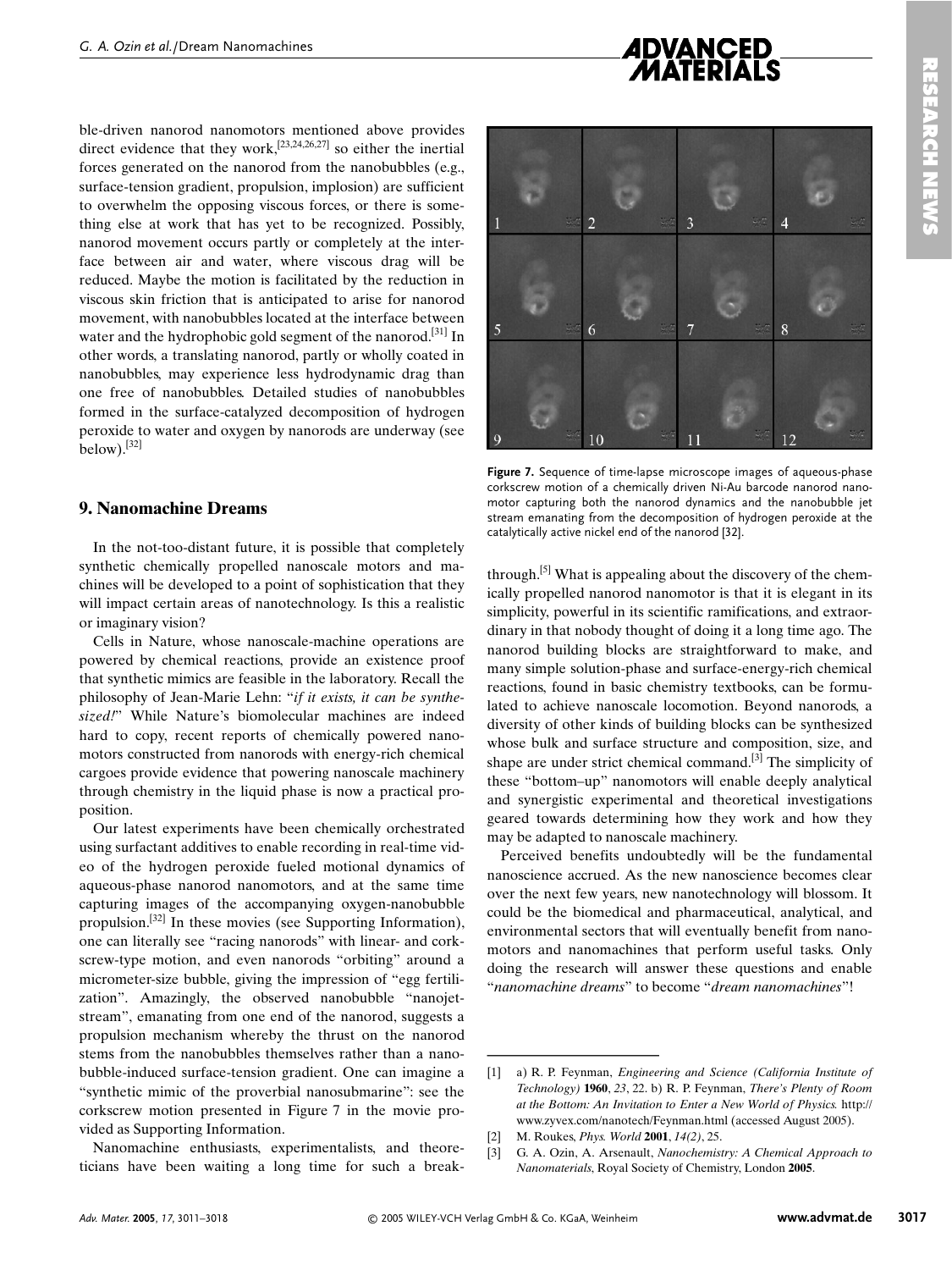ble-driven nanorod nanomotors mentioned above provides direct evidence that they work,[23,24,26,27] so either the inertial forces generated on the nanorod from the nanobubbles (e.g., surface-tension gradient, propulsion, implosion) are sufficient to overwhelm the opposing viscous forces, or there is something else at work that has yet to be recognized. Possibly, nanorod movement occurs partly or completely at the interface between air and water, where viscous drag will be reduced. Maybe the motion is facilitated by the reduction in viscous skin friction that is anticipated to arise for nanorod movement, with nanobubbles located at the interface between water and the hydrophobic gold segment of the nanorod.[31] In other words, a translating nanorod, partly or wholly coated in nanobubbles, may experience less hydrodynamic drag than one free of nanobubbles. Detailed studies of nanobubbles formed in the surface-catalyzed decomposition of hydrogen peroxide to water and oxygen by nanorods are underway (see below).[32]

## 9. Nanomachine Dreams

In the not-too-distant future, it is possible that completely synthetic chemically propelled nanoscale motors and machines will be developed to a point of sophistication that they will impact certain areas of nanotechnology. Is this a realistic or imaginary vision?

Cells in Nature, whose nanoscale-machine operations are powered by chemical reactions, provide an existence proof that synthetic mimics are feasible in the laboratory. Recall the philosophy of Jean-Marie Lehn: "*if it exists, it can be synthesized!*" While Nature's biomolecular machines are indeed hard to copy, recent reports of chemically powered nanomotors constructed from nanorods with energy-rich chemical cargoes provide evidence that powering nanoscale machinery through chemistry in the liquid phase is now a practical proposition.

Our latest experiments have been chemically orchestrated using surfactant additives to enable recording in real-time video of the hydrogen peroxide fueled motional dynamics of aqueous-phase nanorod nanomotors, and at the same time capturing images of the accompanying oxygen-nanobubble propulsion.[32] In these movies (see Supporting Information), one can literally see "racing nanorods" with linear- and corkscrew-type motion, and even nanorods "orbiting" around a micrometer-size bubble, giving the impression of "egg fertilization". Amazingly, the observed nanobubble "nanojetstream", emanating from one end of the nanorod, suggests a propulsion mechanism whereby the thrust on the nanorod stems from the nanobubbles themselves rather than a nanobubble-induced surface-tension gradient. One can imagine a "synthetic mimic of the proverbial nanosubmarine": see the corkscrew motion presented in Figure 7 in the movie provided as Supporting Information.

Nanomachine enthusiasts, experimentalists, and theoreticians have been waiting a long time for such a breakthrough.[5] What is appealing about the discovery of the chemically propelled nanorod nanomotor is that it is elegant in its simplicity, powerful in its scientific ramifications, and extraordinary in that nobody thought of doing it a long time ago. The nanorod building blocks are straightforward to make, and many simple solution-phase and surface-energy-rich chemical reactions, found in basic chemistry textbooks, can be formulated to achieve nanoscale locomotion. Beyond nanorods, a diversity of other kinds of building blocks can be synthesized whose bulk and surface structure and composition, size, and shape are under strict chemical command.[3] The simplicity of these "bottom–up" nanomotors will enable deeply analytical and synergistic experimental and theoretical investigations geared towards determining how they work and how they may be adapted to nanoscale machinery.

1 2 3 4 5 6 7 8 9 10 11 12

**Figure 7.** Sequence of time-lapse microscope images of aqueous-phase corkscrew motion of a chemically driven Ni-Au barcode nanorod nanomotor capturing both the nanorod dynamics and the nanobubble jet stream emanating from the decomposition of hydrogen peroxide at the catalytically active nickel end of the nanorod [32].

Perceived benefits undoubtedly will be the fundamental nanoscience accrued. As the new nanoscience becomes clear over the next few years, new nanotechnology will blossom. It could be the biomedical and pharmaceutical, analytical, and environmental sectors that will eventually benefit from nanomotors and nanomachines that perform useful tasks. Only doing the research will answer these questions and enable "*nanomachine dreams*" to become "*dream nanomachines*"!

---

[1] a) R. P. Feynman, *Engineering and Science (California Institute of Technology)* **1960**, *23*, 22. b) R. P. Feynman, *There's Plenty of Room at the Bottom: An Invitation to Enter a New World of Physics.* http://www.zyvex.com/nanotech/Feynman.html (accessed August 2005).

[2] M. Roukes, *Phys. World* **2001**, *14(2)*, 25.

[3] G. A. Ozin, A. Arsenault, *Nanochemistry: A Chemical Approach to Nanomaterials*, Royal Society of Chemistry, London **2005**.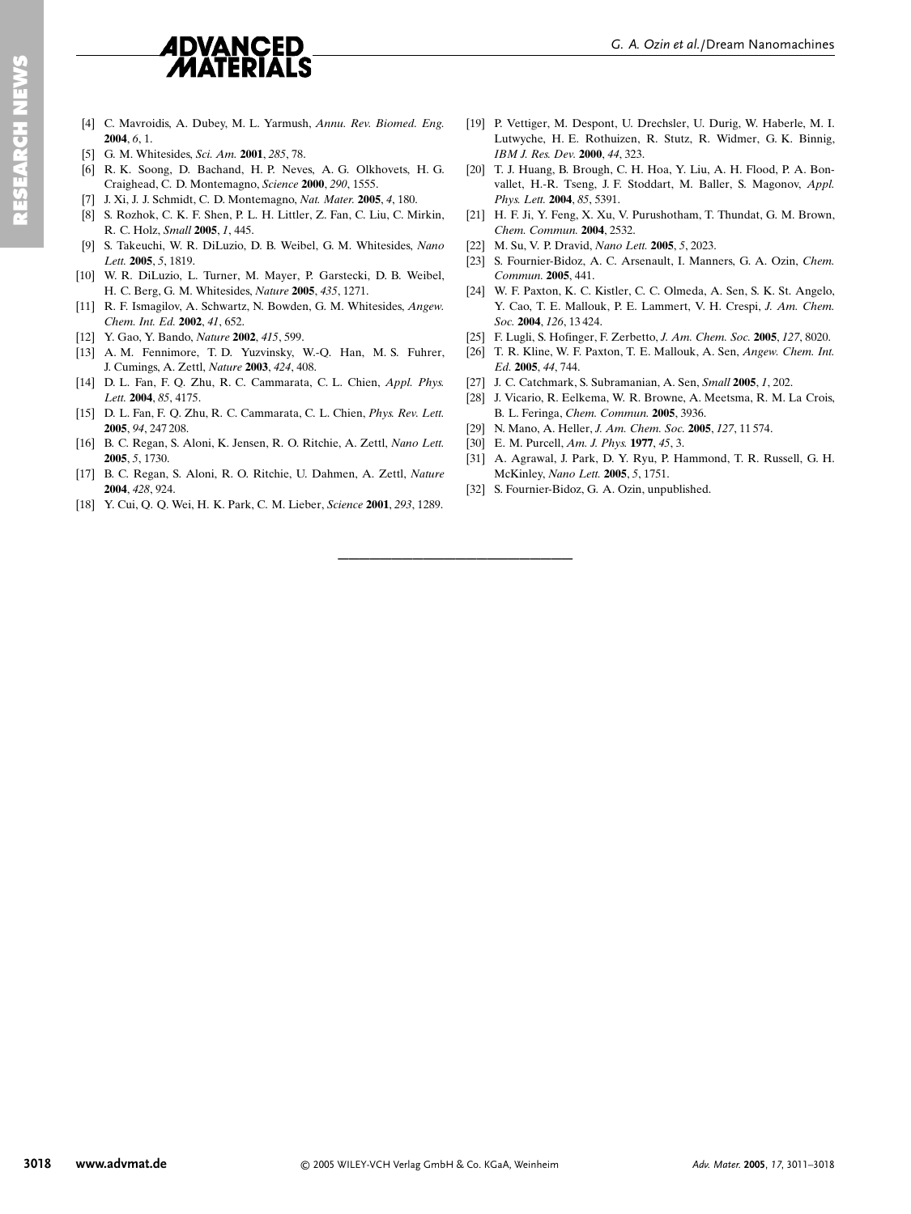[4] C. Mavroidis, A. Dubey, M. L. Yarmush, *Annu. Rev. Biomed. Eng.* **2004**, *6*, 1.

[5] G. M. Whitesides, *Sci. Am.* **2001**, *285*, 78.

[6] R. K. Soong, D. Bachand, H. P. Neves, A. G. Olkhovets, H. G. Craighead, C. D. Montemagno, *Science* **2000**, *290*, 1555.

[7] J. Xi, J. J. Schmidt, C. D. Montemagno, *Nat. Mater.* **2005**, *4*, 180.

[8] S. Rozhok, C. K. F. Shen, P. L. H. Littler, Z. Fan, C. Liu, C. Mirkin, R. C. Holz, *Small* **2005**, *1*, 445.

[9] S. Takeuchi, W. R. DiLuzio, D. B. Weibel, G. M. Whitesides, *Nano Lett.* **2005**, *5*, 1819.

[10] W. R. DiLuzio, L. Turner, M. Mayer, P. Garstecki, D. B. Weibel, H. C. Berg, G. M. Whitesides, *Nature* **2005**, *435*, 1271.

[11] R. F. Ismagilov, A. Schwartz, N. Bowden, G. M. Whitesides, *Angew. Chem. Int. Ed.* **2002**, *41*, 652.

[12] Y. Gao, Y. Bando, *Nature* **2002**, *415*, 599.

[13] A. M. Fennimore, T. D. Yuzvinsky, W.-Q. Han, M. S. Fuhrer, J. Cumings, A. Zettl, *Nature* **2003**, *424*, 408.

[14] D. L. Fan, F. Q. Zhu, R. C. Cammarata, C. L. Chien, *Appl. Phys. Lett.* **2004**, *85*, 4175.

[15] D. L. Fan, F. Q. Zhu, R. C. Cammarata, C. L. Chien, *Phys. Rev. Lett.* **2005**, *94*, 247 208.

[16] B. C. Regan, S. Aloni, K. Jensen, R. O. Ritchie, A. Zettl, *Nano Lett.* **2005**, *5*, 1730.

[17] B. C. Regan, S. Aloni, R. O. Ritchie, U. Dahmen, A. Zettl, *Nature* **2004**, *428*, 924.

[18] Y. Cui, Q. Q. Wei, H. K. Park, C. M. Lieber, *Science* **2001**, *293*, 1289.

[19] P. Vettiger, M. Despont, U. Drechsler, U. Durig, W. Haberle, M. I. Lutwyche, H. E. Rothuizen, R. Stutz, R. Widmer, G. K. Binnig, *IBM J. Res. Dev.* **2000**, *44*, 323.

[20] T. J. Huang, B. Brough, C. H. Hoa, Y. Liu, A. H. Flood, P. A. Bonvallet, H.-R. Tseng, J. F. Stoddart, M. Baller, S. Magonov, *Appl. Phys. Lett.* **2004**, *85*, 5391.

[21] H. F. Ji, Y. Feng, X. Xu, V. Purushotham, T. Thundat, G. M. Brown, *Chem. Commun.* **2004**, 2532.

[22] M. Su, V. P. Dravid, *Nano Lett.* **2005**, *5*, 2023.

[23] S. Fournier-Bidoz, A. C. Arsenault, I. Manners, G. A. Ozin, *Chem. Commun.* **2005**, 441.

[24] W. F. Paxton, K. C. Kistler, C. C. Olmeda, A. Sen, S. K. St. Angelo, Y. Cao, T. E. Mallouk, P. E. Lammert, V. H. Crespi, *J. Am. Chem. Soc.* **2004**, *126*, 13 424.

[25] F. Lugli, S. Hofinger, F. Zerbetto, *J. Am. Chem. Soc.* **2005**, *127*, 8020.

[26] T. R. Kline, W. F. Paxton, T. E. Mallouk, A. Sen, *Angew. Chem. Int. Ed.* **2005**, *44*, 744.

[27] J. C. Catchmark, S. Subramanian, A. Sen, *Small* **2005**, *1*, 202.

[28] J. Vicario, R. Eelkema, W. R. Browne, A. Meetsma, R. M. La Crois, B. L. Feringa, *Chem. Commun.* **2005**, 3936.

[29] N. Mano, A. Heller, *J. Am. Chem. Soc.* **2005**, *127*, 11 574.

[30] E. M. Purcell, *Am. J. Phys.* **1977**, *45*, 3.

[31] A. Agrawal, J. Park, D. Y. Ryu, P. Hammond, T. R. Russell, G. H. McKinley, *Nano Lett.* **2005**, *5*, 1751.

[32] S. Fournier-Bidoz, G. A. Ozin, unpublished.